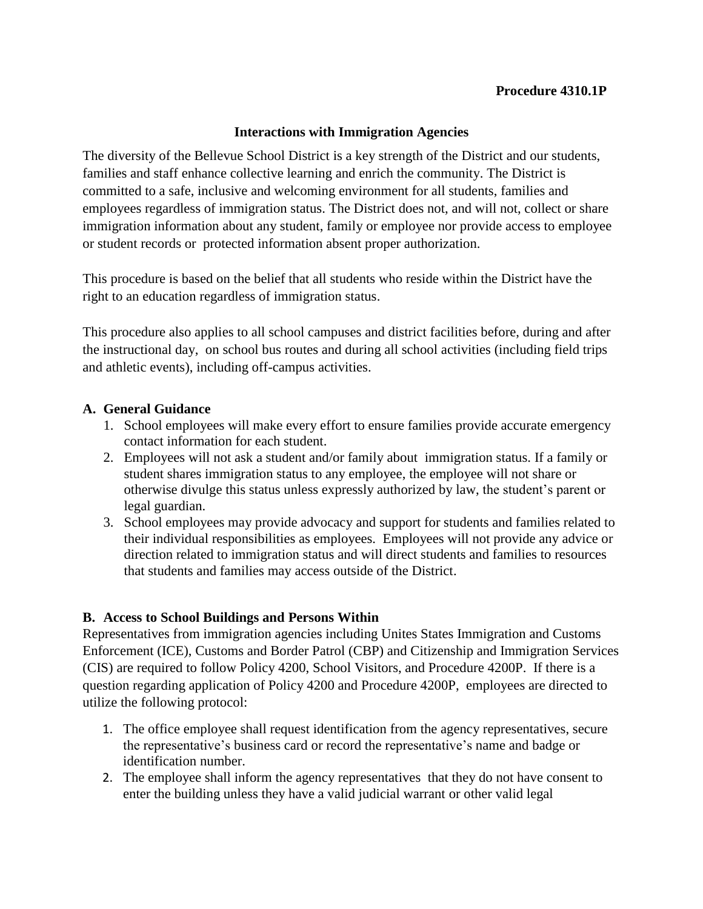**Procedure 4310.1P**

# Interactions with Immigration Agencies

The diversity of the Bellevue School District is a key strength of the District and our students, families and staff enhance collective learning and enrich the community. The District is committed to a safe, inclusive and welcoming environment for all students, families and employees regardless of immigration status. The District does not, and will not, collect or share immigration information about any student, family or employee nor provide access to employee or student records or protected information absent proper authorization.

This procedure is based on the belief that all students who reside within the District have the right to an education regardless of immigration status.

This procedure also applies to all school campuses and district facilities before, during and after the instructional day, on school bus routes and during all school activities (including field trips and athletic events), including off-campus activities.

## A. General Guidance

1. School employees will make every effort to ensure families provide accurate emergency contact information for each student.
2. Employees will not ask a student and/or family about immigration status. If a family or student shares immigration status to any employee, the employee will not share or otherwise divulge this status unless expressly authorized by law, the student's parent or legal guardian.
3. School employees may provide advocacy and support for students and families related to their individual responsibilities as employees. Employees will not provide any advice or direction related to immigration status and will direct students and families to resources that students and families may access outside of the District.

## B. Access to School Buildings and Persons Within

Representatives from immigration agencies including Unites States Immigration and Customs Enforcement (ICE), Customs and Border Patrol (CBP) and Citizenship and Immigration Services (CIS) are required to follow Policy 4200, School Visitors, and Procedure 4200P. If there is a question regarding application of Policy 4200 and Procedure 4200P, employees are directed to utilize the following protocol:

1. The office employee shall request identification from the agency representatives, secure the representative's business card or record the representative's name and badge or identification number.
2. The employee shall inform the agency representatives that they do not have consent to enter the building unless they have a valid judicial warrant or other valid legal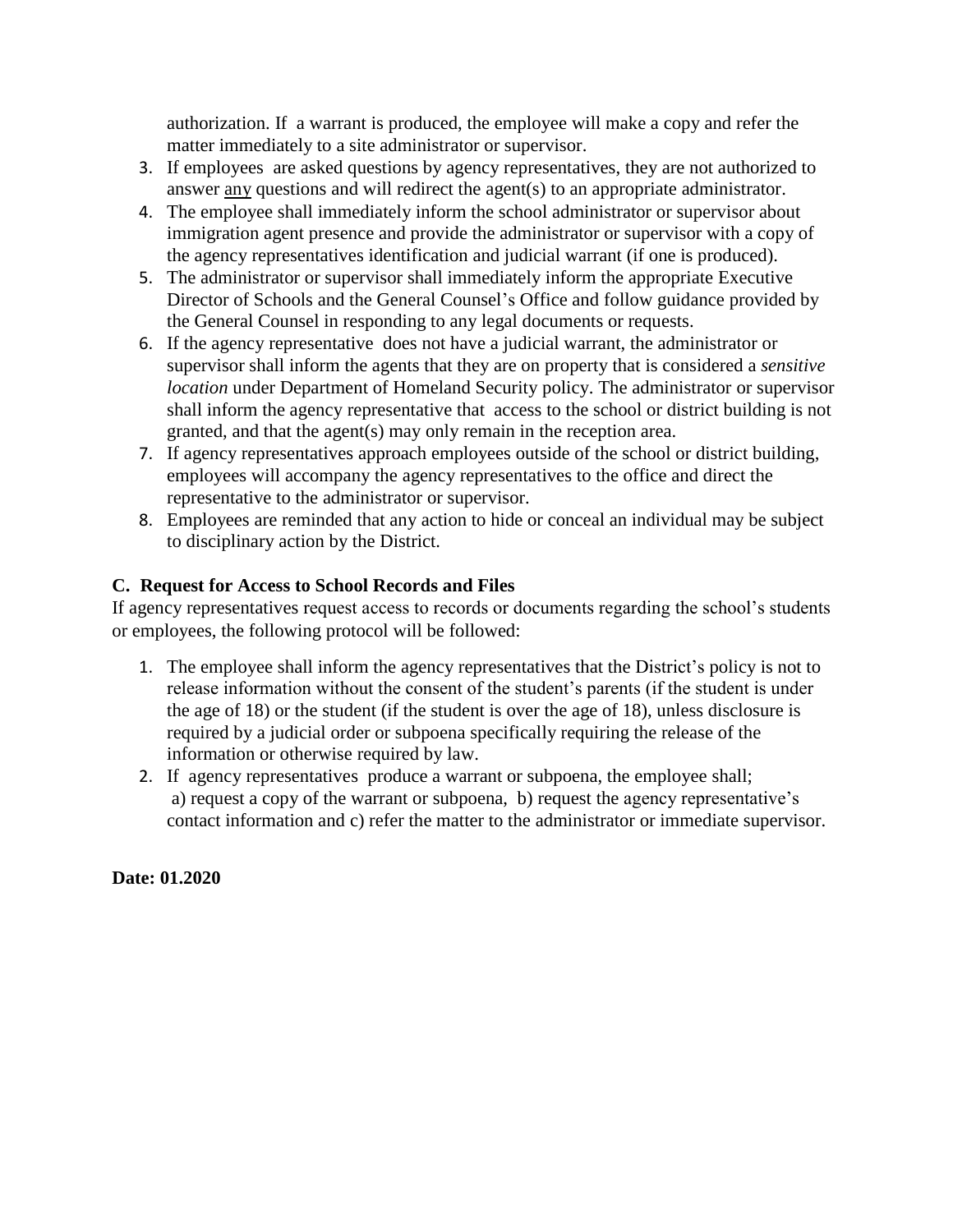authorization. If a warrant is produced, the employee will make a copy and refer the matter immediately to a site administrator or supervisor.

3. If employees are asked questions by agency representatives, they are not authorized to answer <u>any</u> questions and will redirect the agent(s) to an appropriate administrator.
4. The employee shall immediately inform the school administrator or supervisor about immigration agent presence and provide the administrator or supervisor with a copy of the agency representatives identification and judicial warrant (if one is produced).
5. The administrator or supervisor shall immediately inform the appropriate Executive Director of Schools and the General Counsel's Office and follow guidance provided by the General Counsel in responding to any legal documents or requests.
6. If the agency representative does not have a judicial warrant, the administrator or supervisor shall inform the agents that they are on property that is considered a *sensitive location* under Department of Homeland Security policy. The administrator or supervisor shall inform the agency representative that access to the school or district building is not granted, and that the agent(s) may only remain in the reception area.
7. If agency representatives approach employees outside of the school or district building, employees will accompany the agency representatives to the office and direct the representative to the administrator or supervisor.
8. Employees are reminded that any action to hide or conceal an individual may be subject to disciplinary action by the District.

**C. Request for Access to School Records and Files**

If agency representatives request access to records or documents regarding the school's students or employees, the following protocol will be followed:

1. The employee shall inform the agency representatives that the District's policy is not to release information without the consent of the student's parents (if the student is under the age of 18) or the student (if the student is over the age of 18), unless disclosure is required by a judicial order or subpoena specifically requiring the release of the information or otherwise required by law.
2. If agency representatives produce a warrant or subpoena, the employee shall; a) request a copy of the warrant or subpoena, b) request the agency representative's contact information and c) refer the matter to the administrator or immediate supervisor.

**Date: 01.2020**